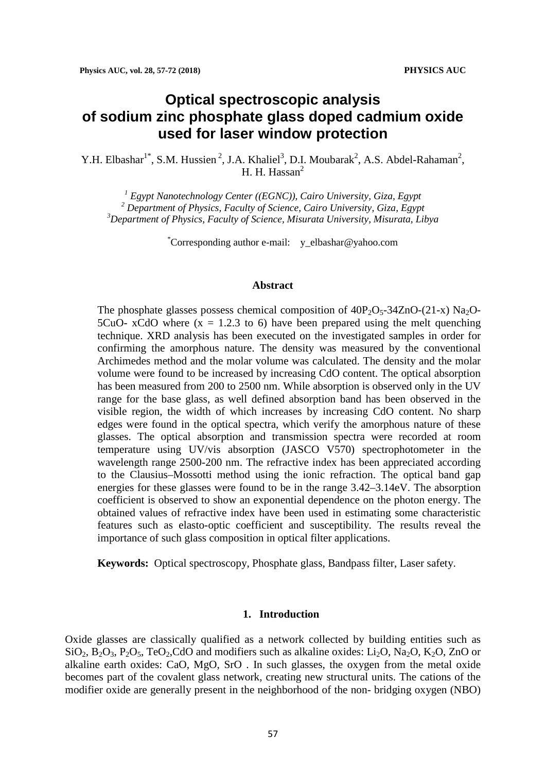# Optical spectroscopic analysis of sodium zinc phosphate glass doped cadmium oxide used for laser window protection

Y.H. Elbashar[1*], S.M. Hussien [2], J.A. Khaliel[3], D.I. Moubarak[2], A.S. Abdel-Rahaman[2], H. H. Hassan[2]

[1] *Egypt Nanotechnology Center ((EGNC)), Cairo University, Giza, Egypt*
[2] *Department of Physics, Faculty of Science, Cairo University, Giza, Egypt*
[3] *Department of Physics, Faculty of Science, Misurata University, Misurata, Libya*

[*] Corresponding author e-mail: y_elbashar@yahoo.com

## Abstract

The phosphate glasses possess chemical composition of $40P_2O_5$-34ZnO-(21-x) $Na_2O$-5CuO- xCdO where (x = 1.2.3 to 6) have been prepared using the melt quenching technique. XRD analysis has been executed on the investigated samples in order for confirming the amorphous nature. The density was measured by the conventional Archimedes method and the molar volume was calculated. The density and the molar volume were found to be increased by increasing CdO content. The optical absorption has been measured from 200 to 2500 nm. While absorption is observed only in the UV range for the base glass, as well defined absorption band has been observed in the visible region, the width of which increases by increasing CdO content. No sharp edges were found in the optical spectra, which verify the amorphous nature of these glasses. The optical absorption and transmission spectra were recorded at room temperature using UV/vis absorption (JASCO V570) spectrophotometer in the wavelength range 2500-200 nm. The refractive index has been appreciated according to the Clausius–Mossotti method using the ionic refraction. The optical band gap energies for these glasses were found to be in the range 3.42–3.14eV. The absorption coefficient is observed to show an exponential dependence on the photon energy. The obtained values of refractive index have been used in estimating some characteristic features such as elasto-optic coefficient and susceptibility. The results reveal the importance of such glass composition in optical filter applications.

**Keywords:** Optical spectroscopy, Phosphate glass, Bandpass filter, Laser safety.

## 1. Introduction

Oxide glasses are classically qualified as a network collected by building entities such as $SiO_2$, $B_2O_3$, $P_2O_5$, $TeO_2$,CdO and modifiers such as alkaline oxides: $Li_2O$, $Na_2O$, $K_2O$, ZnO or alkaline earth oxides: CaO, MgO, SrO . In such glasses, the oxygen from the metal oxide becomes part of the covalent glass network, creating new structural units. The cations of the modifier oxide are generally present in the neighborhood of the non- bridging oxygen (NBO)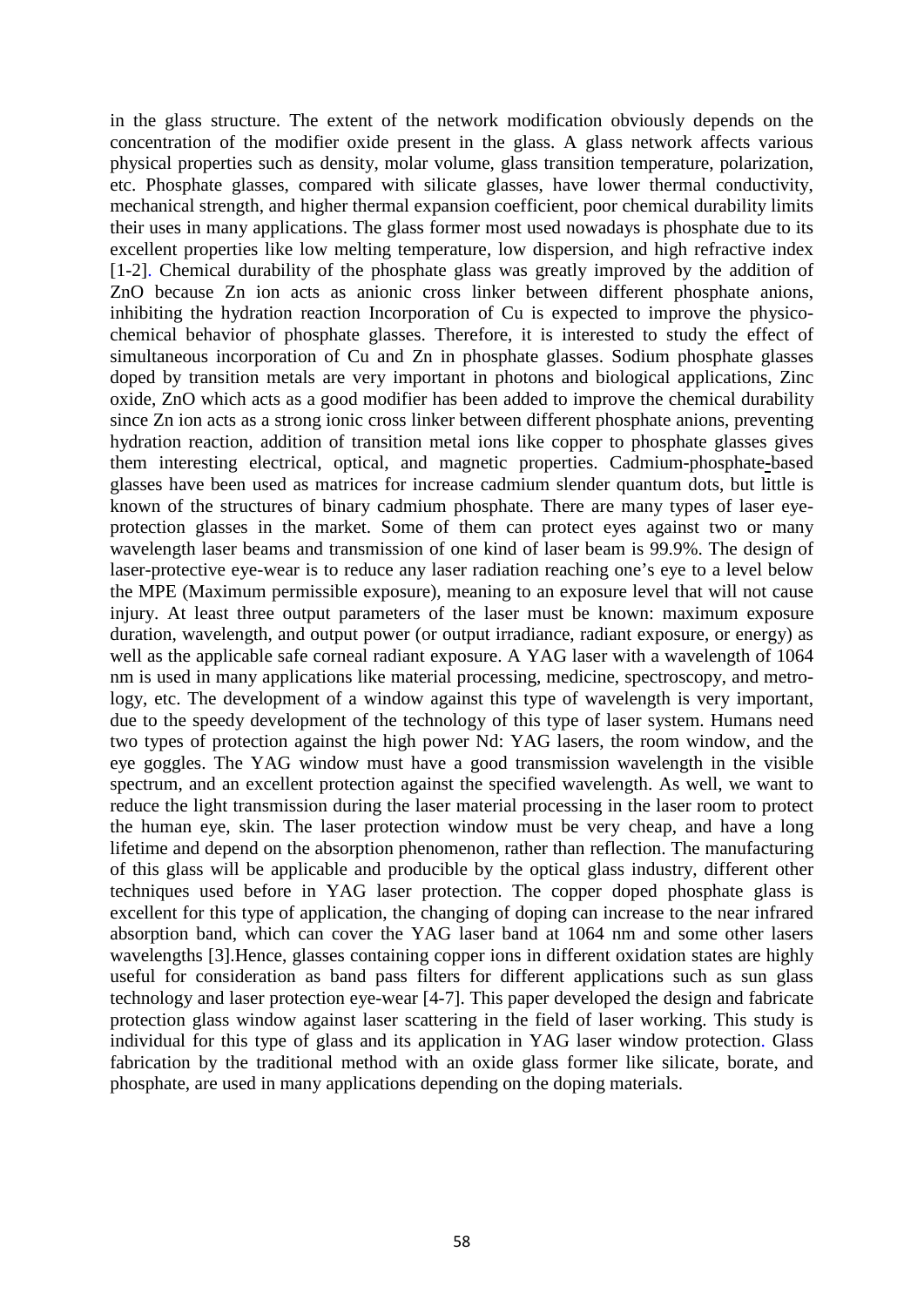in the glass structure. The extent of the network modification obviously depends on the concentration of the modifier oxide present in the glass. A glass network affects various physical properties such as density, molar volume, glass transition temperature, polarization, etc. Phosphate glasses, compared with silicate glasses, have lower thermal conductivity, mechanical strength, and higher thermal expansion coefficient, poor chemical durability limits their uses in many applications. The glass former most used nowadays is phosphate due to its excellent properties like low melting temperature, low dispersion, and high refractive index [1-2]. Chemical durability of the phosphate glass was greatly improved by the addition of ZnO because Zn ion acts as anionic cross linker between different phosphate anions, inhibiting the hydration reaction Incorporation of Cu is expected to improve the physico-chemical behavior of phosphate glasses. Therefore, it is interested to study the effect of simultaneous incorporation of Cu and Zn in phosphate glasses. Sodium phosphate glasses doped by transition metals are very important in photons and biological applications, Zinc oxide, ZnO which acts as a good modifier has been added to improve the chemical durability since Zn ion acts as a strong ionic cross linker between different phosphate anions, preventing hydration reaction, addition of transition metal ions like copper to phosphate glasses gives them interesting electrical, optical, and magnetic properties. Cadmium-phosphate-based glasses have been used as matrices for increase cadmium slender quantum dots, but little is known of the structures of binary cadmium phosphate. There are many types of laser eye-protection glasses in the market. Some of them can protect eyes against two or many wavelength laser beams and transmission of one kind of laser beam is 99.9%. The design of laser-protective eye-wear is to reduce any laser radiation reaching one's eye to a level below the MPE (Maximum permissible exposure), meaning to an exposure level that will not cause injury. At least three output parameters of the laser must be known: maximum exposure duration, wavelength, and output power (or output irradiance, radiant exposure, or energy) as well as the applicable safe corneal radiant exposure. A YAG laser with a wavelength of 1064 nm is used in many applications like material processing, medicine, spectroscopy, and metrology, etc. The development of a window against this type of wavelength is very important, due to the speedy development of the technology of this type of laser system. Humans need two types of protection against the high power Nd: YAG lasers, the room window, and the eye goggles. The YAG window must have a good transmission wavelength in the visible spectrum, and an excellent protection against the specified wavelength. As well, we want to reduce the light transmission during the laser material processing in the laser room to protect the human eye, skin. The laser protection window must be very cheap, and have a long lifetime and depend on the absorption phenomenon, rather than reflection. The manufacturing of this glass will be applicable and producible by the optical glass industry, different other techniques used before in YAG laser protection. The copper doped phosphate glass is excellent for this type of application, the changing of doping can increase to the near infrared absorption band, which can cover the YAG laser band at 1064 nm and some other lasers wavelengths [3].Hence, glasses containing copper ions in different oxidation states are highly useful for consideration as band pass filters for different applications such as sun glass technology and laser protection eye-wear [4-7]. This paper developed the design and fabricate protection glass window against laser scattering in the field of laser working. This study is individual for this type of glass and its application in YAG laser window protection. Glass fabrication by the traditional method with an oxide glass former like silicate, borate, and phosphate, are used in many applications depending on the doping materials.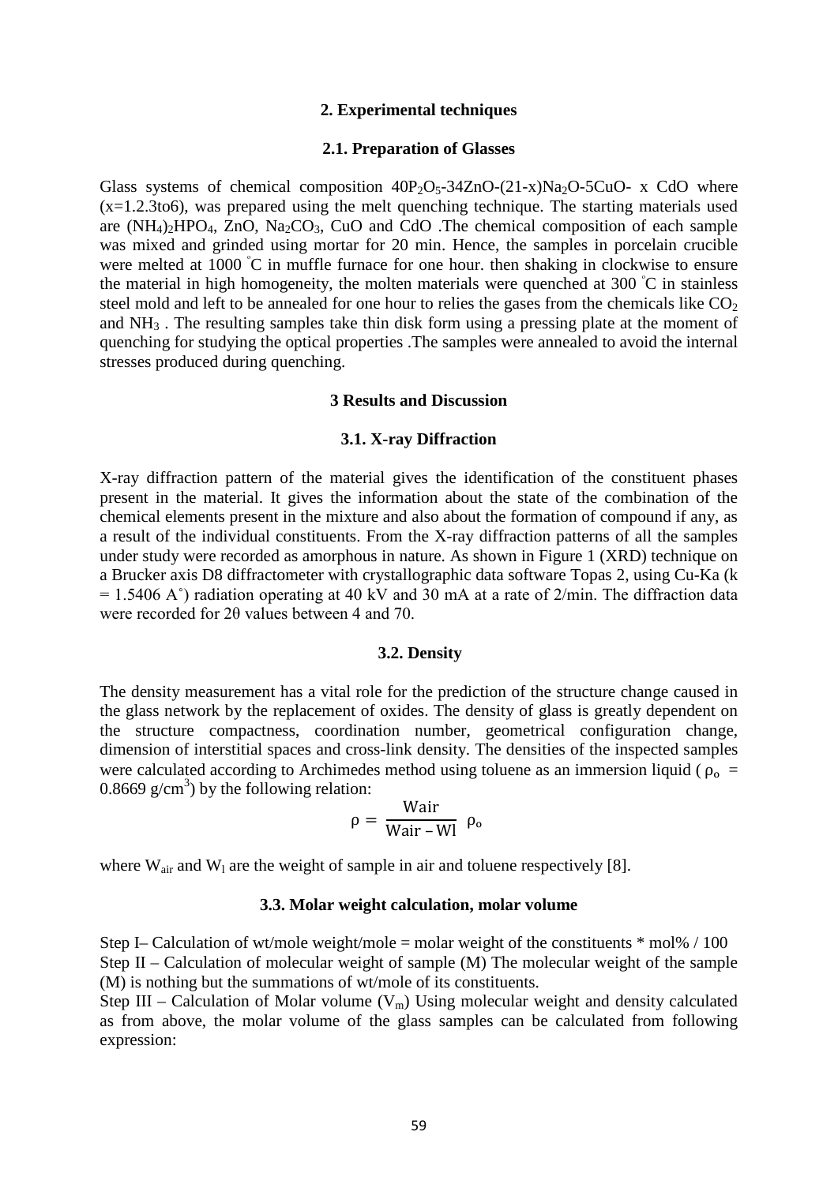## 2. Experimental techniques

### 2.1. Preparation of Glasses

Glass systems of chemical composition $40P_2O_5$-34ZnO-(21-x)$Na_2O$-5CuO- x CdO where (x=1.2.3to6), was prepared using the melt quenching technique. The starting materials used are $(NH_4)_2HPO_4$, ZnO, $Na_2CO_3$, CuO and CdO .The chemical composition of each sample was mixed and grinded using mortar for 20 min. Hence, the samples in porcelain crucible were melted at 1000 °C in muffle furnace for one hour. then shaking in clockwise to ensure the material in high homogeneity, the molten materials were quenched at 300 °C in stainless steel mold and left to be annealed for one hour to relies the gases from the chemicals like $CO_2$ and $NH_3$ . The resulting samples take thin disk form using a pressing plate at the moment of quenching for studying the optical properties .The samples were annealed to avoid the internal stresses produced during quenching.

## 3 Results and Discussion

### 3.1. X-ray Diffraction

X-ray diffraction pattern of the material gives the identification of the constituent phases present in the material. It gives the information about the state of the combination of the chemical elements present in the mixture and also about the formation of compound if any, as a result of the individual constituents. From the X-ray diffraction patterns of all the samples under study were recorded as amorphous in nature. As shown in Figure 1 (XRD) technique on a Brucker axis D8 diffractometer with crystallographic data software Topas 2, using Cu-Ka (k = 1.5406 A°) radiation operating at 40 kV and 30 mA at a rate of 2/min. The diffraction data were recorded for 2θ values between 4 and 70.

### 3.2. Density

The density measurement has a vital role for the prediction of the structure change caused in the glass network by the replacement of oxides. The density of glass is greatly dependent on the structure compactness, coordination number, geometrical configuration change, dimension of interstitial spaces and cross-link density. The densities of the inspected samples were calculated according to Archimedes method using toluene as an immersion liquid ( $\rho_o$ = 0.8669 g/cm$^3$) by the following relation:

$$\rho = \frac{W_{air}}{W_{air} - W_l} \; \rho_o$$

where $W_{air}$ and $W_l$ are the weight of sample in air and toluene respectively [8].

### 3.3. Molar weight calculation, molar volume

Step I– Calculation of wt/mole weight/mole = molar weight of the constituents * mol% / 100
Step II – Calculation of molecular weight of sample (M) The molecular weight of the sample (M) is nothing but the summations of wt/mole of its constituents.
Step III – Calculation of Molar volume ($V_m$) Using molecular weight and density calculated as from above, the molar volume of the glass samples can be calculated from following expression: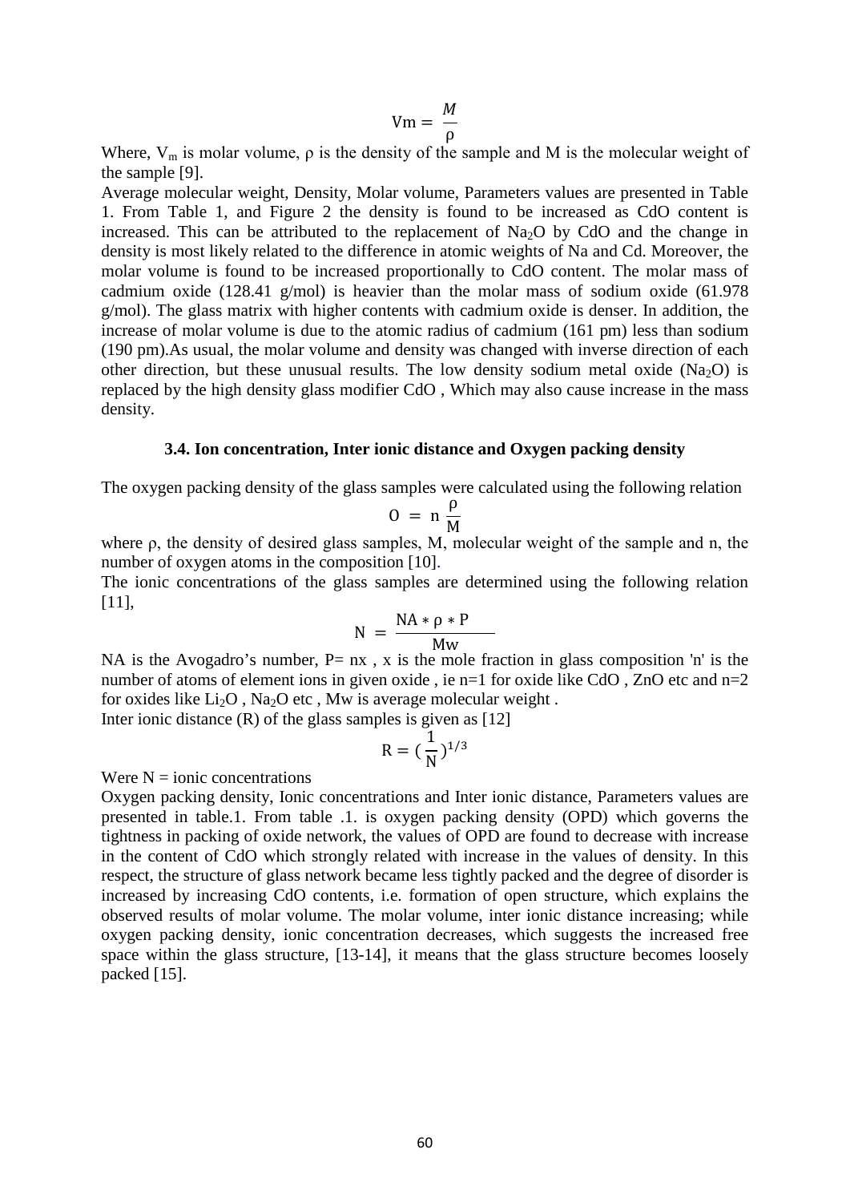$$\mathrm{Vm} = \frac{M}{\rho}$$

Where, $V_m$ is molar volume, ρ is the density of the sample and M is the molecular weight of the sample [9].

Average molecular weight, Density, Molar volume, Parameters values are presented in Table 1. From Table 1, and Figure 2 the density is found to be increased as CdO content is increased. This can be attributed to the replacement of $Na_2O$ by CdO and the change in density is most likely related to the difference in atomic weights of Na and Cd. Moreover, the molar volume is found to be increased proportionally to CdO content. The molar mass of cadmium oxide (128.41 g/mol) is heavier than the molar mass of sodium oxide (61.978 g/mol). The glass matrix with higher contents with cadmium oxide is denser. In addition, the increase of molar volume is due to the atomic radius of cadmium (161 pm) less than sodium (190 pm).As usual, the molar volume and density was changed with inverse direction of each other direction, but these unusual results. The low density sodium metal oxide ($Na_2O$) is replaced by the high density glass modifier CdO , Which may also cause increase in the mass density.

### 3.4. Ion concentration, Inter ionic distance and Oxygen packing density

The oxygen packing density of the glass samples were calculated using the following relation

$$\mathrm{O} = \mathrm{n}\,\frac{\rho}{\mathrm{M}}$$

where ρ, the density of desired glass samples, M, molecular weight of the sample and n, the number of oxygen atoms in the composition [10].

The ionic concentrations of the glass samples are determined using the following relation [11],

$$\mathrm{N} = \frac{\mathrm{NA} * \rho * \mathrm{P}}{\mathrm{Mw}}$$

NA is the Avogadro's number, P= nx , x is the mole fraction in glass composition 'n' is the number of atoms of element ions in given oxide , ie n=1 for oxide like CdO , ZnO etc and n=2 for oxides like $Li_2O$ , $Na_2O$ etc , Mw is average molecular weight .

Inter ionic distance (R) of the glass samples is given as [12]

$$\mathrm{R} = \left(\frac{1}{\mathrm{N}}\right)^{1/3}$$

Were N = ionic concentrations

Oxygen packing density, Ionic concentrations and Inter ionic distance, Parameters values are presented in table.1. From table .1. is oxygen packing density (OPD) which governs the tightness in packing of oxide network, the values of OPD are found to decrease with increase in the content of CdO which strongly related with increase in the values of density. In this respect, the structure of glass network became less tightly packed and the degree of disorder is increased by increasing CdO contents, i.e. formation of open structure, which explains the observed results of molar volume. The molar volume, inter ionic distance increasing; while oxygen packing density, ionic concentration decreases, which suggests the increased free space within the glass structure, [13-14], it means that the glass structure becomes loosely packed [15].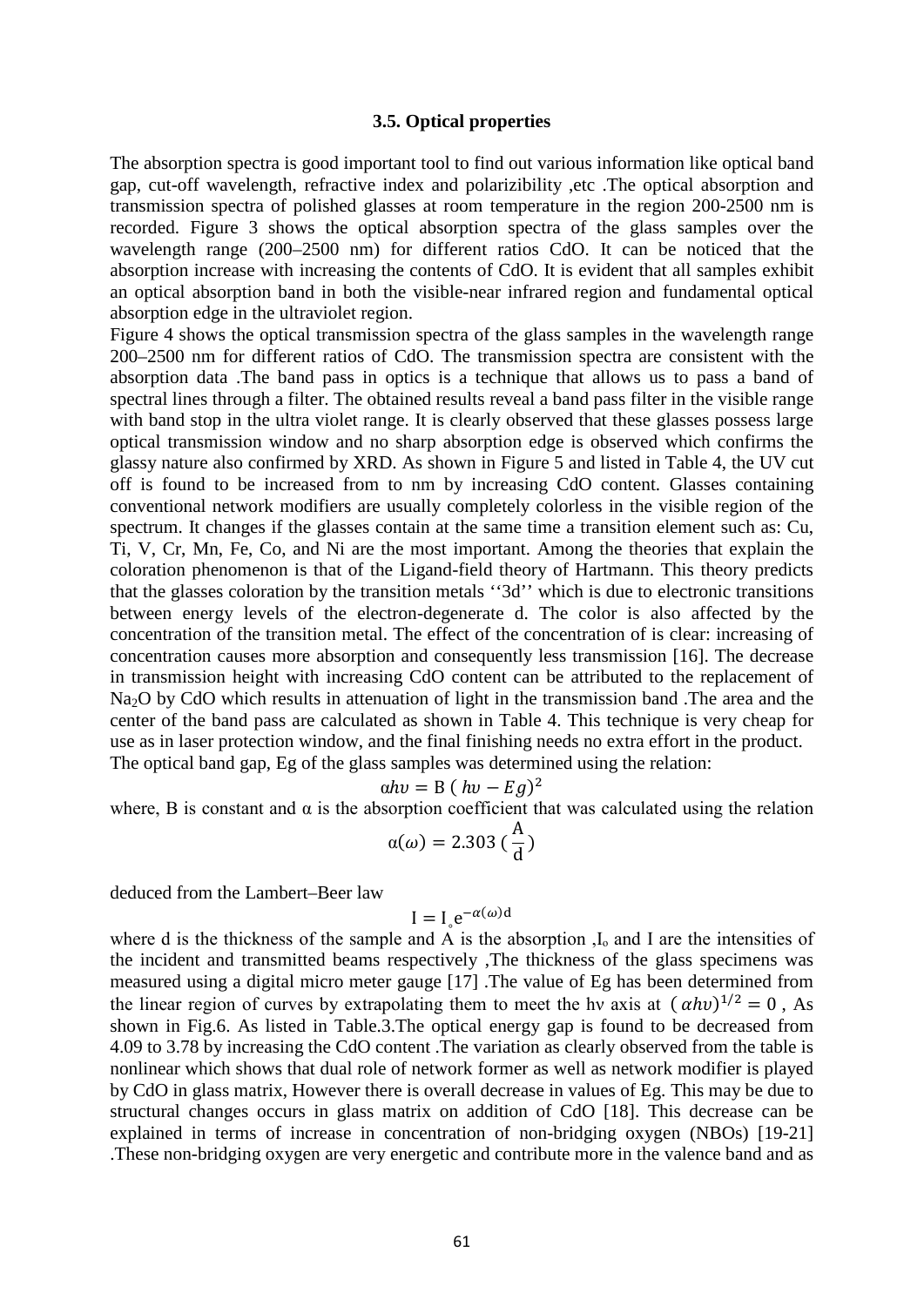### 3.5. Optical properties

The absorption spectra is good important tool to find out various information like optical band gap, cut-off wavelength, refractive index and polarizibility ,etc .The optical absorption and transmission spectra of polished glasses at room temperature in the region 200-2500 nm is recorded. Figure 3 shows the optical absorption spectra of the glass samples over the wavelength range (200–2500 nm) for different ratios CdO. It can be noticed that the absorption increase with increasing the contents of CdO. It is evident that all samples exhibit an optical absorption band in both the visible-near infrared region and fundamental optical absorption edge in the ultraviolet region.

Figure 4 shows the optical transmission spectra of the glass samples in the wavelength range 200–2500 nm for different ratios of CdO. The transmission spectra are consistent with the absorption data .The band pass in optics is a technique that allows us to pass a band of spectral lines through a filter. The obtained results reveal a band pass filter in the visible range with band stop in the ultra violet range. It is clearly observed that these glasses possess large optical transmission window and no sharp absorption edge is observed which confirms the glassy nature also confirmed by XRD. As shown in Figure 5 and listed in Table 4, the UV cut off is found to be increased from to nm by increasing CdO content. Glasses containing conventional network modifiers are usually completely colorless in the visible region of the spectrum. It changes if the glasses contain at the same time a transition element such as: Cu, Ti, V, Cr, Mn, Fe, Co, and Ni are the most important. Among the theories that explain the coloration phenomenon is that of the Ligand-field theory of Hartmann. This theory predicts that the glasses coloration by the transition metals ''3d'' which is due to electronic transitions between energy levels of the electron-degenerate d. The color is also affected by the concentration of the transition metal. The effect of the concentration of is clear: increasing of concentration causes more absorption and consequently less transmission [16]. The decrease in transmission height with increasing CdO content can be attributed to the replacement of $Na_2O$ by CdO which results in attenuation of light in the transmission band .The area and the center of the band pass are calculated as shown in Table 4. This technique is very cheap for use as in laser protection window, and the final finishing needs no extra effort in the product.

The optical band gap, Eg of the glass samples was determined using the relation:

$$\alpha h\nu = B\,(h\nu - Eg)^2$$

where, B is constant and α is the absorption coefficient that was calculated using the relation

$$\alpha(\omega) = 2.303\,\left(\frac{A}{d}\right)$$

deduced from the Lambert–Beer law

$$I = I_{\circ} e^{-\alpha(\omega) d}$$

where d is the thickness of the sample and A is the absorption ,$I_o$ and I are the intensities of the incident and transmitted beams respectively ,The thickness of the glass specimens was measured using a digital micro meter gauge [17] .The value of Eg has been determined from the linear region of curves by extrapolating them to meet the hν axis at $(\alpha h\nu)^{1/2} = 0$ , As shown in Fig.6. As listed in Table.3.The optical energy gap is found to be decreased from 4.09 to 3.78 by increasing the CdO content .The variation as clearly observed from the table is nonlinear which shows that dual role of network former as well as network modifier is played by CdO in glass matrix, However there is overall decrease in values of Eg. This may be due to structural changes occurs in glass matrix on addition of CdO [18]. This decrease can be explained in terms of increase in concentration of non-bridging oxygen (NBOs) [19-21] .These non-bridging oxygen are very energetic and contribute more in the valence band and as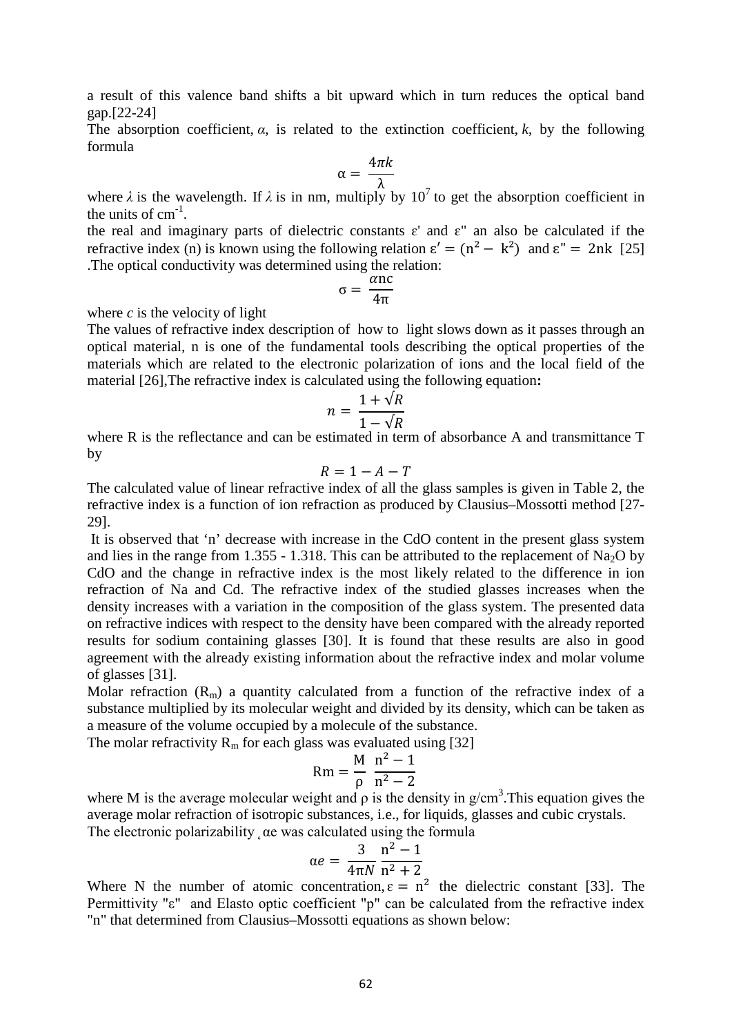a result of this valence band shifts a bit upward which in turn reduces the optical band gap.[22-24]

The absorption coefficient, *α*, is related to the extinction coefficient, *k*, by the following formula

$$\alpha = \frac{4\pi k}{\lambda}$$

where *λ* is the wavelength. If *λ* is in nm, multiply by $10^7$ to get the absorption coefficient in the units of $cm^{-1}$.

the real and imaginary parts of dielectric constants ε' and ε" an also be calculated if the refractive index (n) is known using the following relation $\varepsilon' = (n^2 - k^2)$ and $\varepsilon'' = 2nk$ [25] .The optical conductivity was determined using the relation:

$$\sigma = \frac{\alpha n c}{4\pi}$$

where *c* is the velocity of light

The values of refractive index description of how to light slows down as it passes through an optical material, n is one of the fundamental tools describing the optical properties of the materials which are related to the electronic polarization of ions and the local field of the material [26],The refractive index is calculated using the following equation**:**

$$n = \frac{1 + \sqrt{R}}{1 - \sqrt{R}}$$

where R is the reflectance and can be estimated in term of absorbance A and transmittance T by

$$R = 1 - A - T$$

The calculated value of linear refractive index of all the glass samples is given in Table 2, the refractive index is a function of ion refraction as produced by Clausius–Mossotti method [27-29].

It is observed that 'n' decrease with increase in the CdO content in the present glass system and lies in the range from 1.355 - 1.318. This can be attributed to the replacement of $Na_2O$ by CdO and the change in refractive index is the most likely related to the difference in ion refraction of Na and Cd. The refractive index of the studied glasses increases when the density increases with a variation in the composition of the glass system. The presented data on refractive indices with respect to the density have been compared with the already reported results for sodium containing glasses [30]. It is found that these results are also in good agreement with the already existing information about the refractive index and molar volume of glasses [31].

Molar refraction ($R_m$) a quantity calculated from a function of the refractive index of a substance multiplied by its molecular weight and divided by its density, which can be taken as a measure of the volume occupied by a molecule of the substance.

The molar refractivity $R_m$ for each glass was evaluated using [32]

$$Rm = \frac{M}{\rho} \frac{n^2 - 1}{n^2 - 2}$$

where M is the average molecular weight and ρ is the density in $g/cm^3$.This equation gives the average molar refraction of isotropic substances, i.e., for liquids, glasses and cubic crystals.

The electronic polarizability αe was calculated using the formula

$$\alpha e = \frac{3}{4\pi N} \frac{n^2 - 1}{n^2 + 2}$$

Where N the number of atomic concentration, $\varepsilon = n^2$ the dielectric constant [33]. The Permittivity "ε" and Elasto optic coefficient "p" can be calculated from the refractive index "n" that determined from Clausius–Mossotti equations as shown below: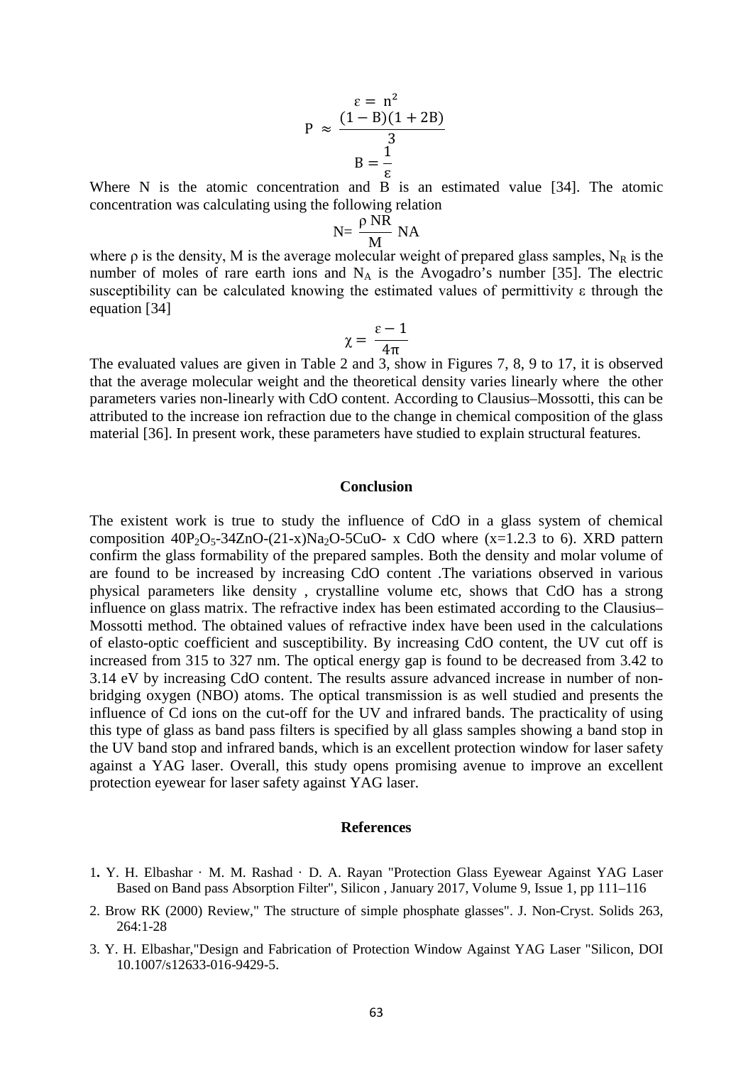$$\varepsilon = n^2$$

$$P \approx \frac{(1-B)(1+2B)}{3}$$

$$B = \frac{1}{\varepsilon}$$

Where N is the atomic concentration and B is an estimated value [34]. The atomic concentration was calculating using the following relation

$$N = \frac{\rho\ NR}{M}\ NA$$

where ρ is the density, M is the average molecular weight of prepared glass samples, $N_R$ is the number of moles of rare earth ions and $N_A$ is the Avogadro's number [35]. The electric susceptibility can be calculated knowing the estimated values of permittivity ε through the equation [34]

$$\chi = \frac{\varepsilon - 1}{4\pi}$$

The evaluated values are given in Table 2 and 3, show in Figures 7, 8, 9 to 17, it is observed that the average molecular weight and the theoretical density varies linearly where the other parameters varies non-linearly with CdO content. According to Clausius–Mossotti, this can be attributed to the increase ion refraction due to the change in chemical composition of the glass material [36]. In present work, these parameters have studied to explain structural features.

## Conclusion

The existent work is true to study the influence of CdO in a glass system of chemical composition $40P_2O_5$-34ZnO-(21-x)$Na_2O$-5CuO- x CdO where (x=1.2.3 to 6). XRD pattern confirm the glass formability of the prepared samples. Both the density and molar volume of are found to be increased by increasing CdO content .The variations observed in various physical parameters like density , crystalline volume etc, shows that CdO has a strong influence on glass matrix. The refractive index has been estimated according to the Clausius–Mossotti method. The obtained values of refractive index have been used in the calculations of elasto-optic coefficient and susceptibility. By increasing CdO content, the UV cut off is increased from 315 to 327 nm. The optical energy gap is found to be decreased from 3.42 to 3.14 eV by increasing CdO content. The results assure advanced increase in number of non-bridging oxygen (NBO) atoms. The optical transmission is as well studied and presents the influence of Cd ions on the cut-off for the UV and infrared bands. The practicality of using this type of glass as band pass filters is specified by all glass samples showing a band stop in the UV band stop and infrared bands, which is an excellent protection window for laser safety against a YAG laser. Overall, this study opens promising avenue to improve an excellent protection eyewear for laser safety against YAG laser.

## References

1. Y. H. Elbashar · M. M. Rashad · D. A. Rayan "Protection Glass Eyewear Against YAG Laser Based on Band pass Absorption Filter", Silicon , January 2017, Volume 9, Issue 1, pp 111–116
2. Brow RK (2000) Review," The structure of simple phosphate glasses". J. Non-Cryst. Solids 263, 264:1-28
3. Y. H. Elbashar,"Design and Fabrication of Protection Window Against YAG Laser "Silicon, DOI 10.1007/s12633-016-9429-5.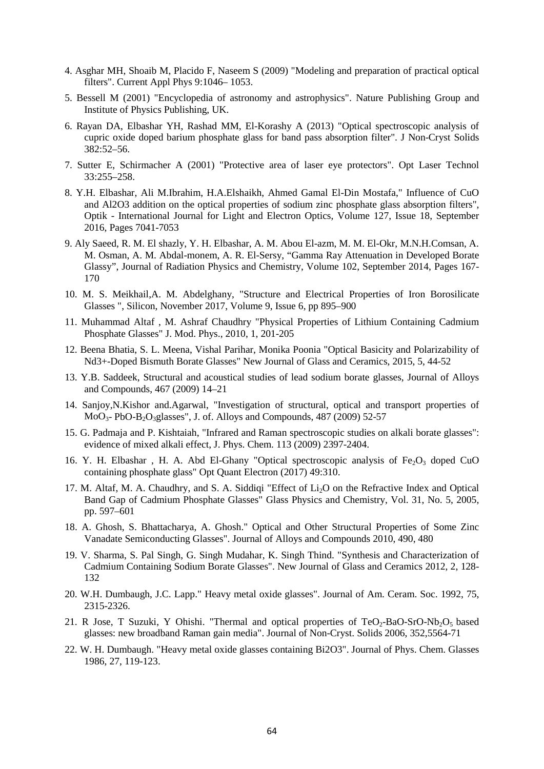4. Asghar MH, Shoaib M, Placido F, Naseem S (2009) "Modeling and preparation of practical optical filters". Current Appl Phys 9:1046– 1053.

5. Bessell M (2001) "Encyclopedia of astronomy and astrophysics". Nature Publishing Group and Institute of Physics Publishing, UK.

6. Rayan DA, Elbashar YH, Rashad MM, El-Korashy A (2013) "Optical spectroscopic analysis of cupric oxide doped barium phosphate glass for band pass absorption filter". J Non-Cryst Solids 382:52–56.

7. Sutter E, Schirmacher A (2001) "Protective area of laser eye protectors". Opt Laser Technol 33:255–258.

8. Y.H. Elbashar, Ali M.Ibrahim, H.A.Elshaikh, Ahmed Gamal El-Din Mostafa," Influence of CuO and Al2O3 addition on the optical properties of sodium zinc phosphate glass absorption filters", Optik - International Journal for Light and Electron Optics, Volume 127, Issue 18, September 2016, Pages 7041-7053

9. Aly Saeed, R. M. El shazly, Y. H. Elbashar, A. M. Abou El-azm, M. M. El-Okr, M.N.H.Comsan, A. M. Osman, A. M. Abdal-monem, A. R. El-Sersy, "Gamma Ray Attenuation in Developed Borate Glassy", Journal of Radiation Physics and Chemistry, Volume 102, September 2014, Pages 167-170

10. M. S. Meikhail,A. M. Abdelghany, "Structure and Electrical Properties of Iron Borosilicate Glasses ", Silicon, November 2017, Volume 9, Issue 6, pp 895–900

11. Muhammad Altaf , M. Ashraf Chaudhry "Physical Properties of Lithium Containing Cadmium Phosphate Glasses" J. Mod. Phys., 2010, 1, 201-205

12. Beena Bhatia, S. L. Meena, Vishal Parihar, Monika Poonia "Optical Basicity and Polarizability of Nd3+-Doped Bismuth Borate Glasses" New Journal of Glass and Ceramics, 2015, 5, 44-52

13. Y.B. Saddeek, Structural and acoustical studies of lead sodium borate glasses, Journal of Alloys and Compounds, 467 (2009) 14–21

14. Sanjoy,N.Kishor and.Agarwal, "Investigation of structural, optical and transport properties of $MoO_3$- PbO-$B_2O_3$glasses", J. of. Alloys and Compounds, 487 (2009) 52-57

15. G. Padmaja and P. Kishtaiah, "Infrared and Raman spectroscopic studies on alkali borate glasses": evidence of mixed alkali effect, J. Phys. Chem. 113 (2009) 2397-2404.

16. Y. H. Elbashar , H. A. Abd El-Ghany "Optical spectroscopic analysis of $Fe_2O_3$ doped CuO containing phosphate glass" Opt Quant Electron (2017) 49:310.

17. M. Altaf, M. A. Chaudhry, and S. A. Siddiqi "Effect of $Li_2O$ on the Refractive Index and Optical Band Gap of Cadmium Phosphate Glasses" Glass Physics and Chemistry, Vol. 31, No. 5, 2005, pp. 597–601

18. A. Ghosh, S. Bhattacharya, A. Ghosh." Optical and Other Structural Properties of Some Zinc Vanadate Semiconducting Glasses". Journal of Alloys and Compounds 2010, 490, 480

19. V. Sharma, S. Pal Singh, G. Singh Mudahar, K. Singh Thind. "Synthesis and Characterization of Cadmium Containing Sodium Borate Glasses". New Journal of Glass and Ceramics 2012, 2, 128-132

20. W.H. Dumbaugh, J.C. Lapp." Heavy metal oxide glasses". Journal of Am. Ceram. Soc. 1992, 75, 2315-2326.

21. R Jose, T Suzuki, Y Ohishi. "Thermal and optical properties of $TeO_2$-BaO-SrO-$Nb_2O_5$ based glasses: new broadband Raman gain media". Journal of Non-Cryst. Solids 2006, 352,5564-71

22. W. H. Dumbaugh. "Heavy metal oxide glasses containing Bi2O3". Journal of Phys. Chem. Glasses 1986, 27, 119-123.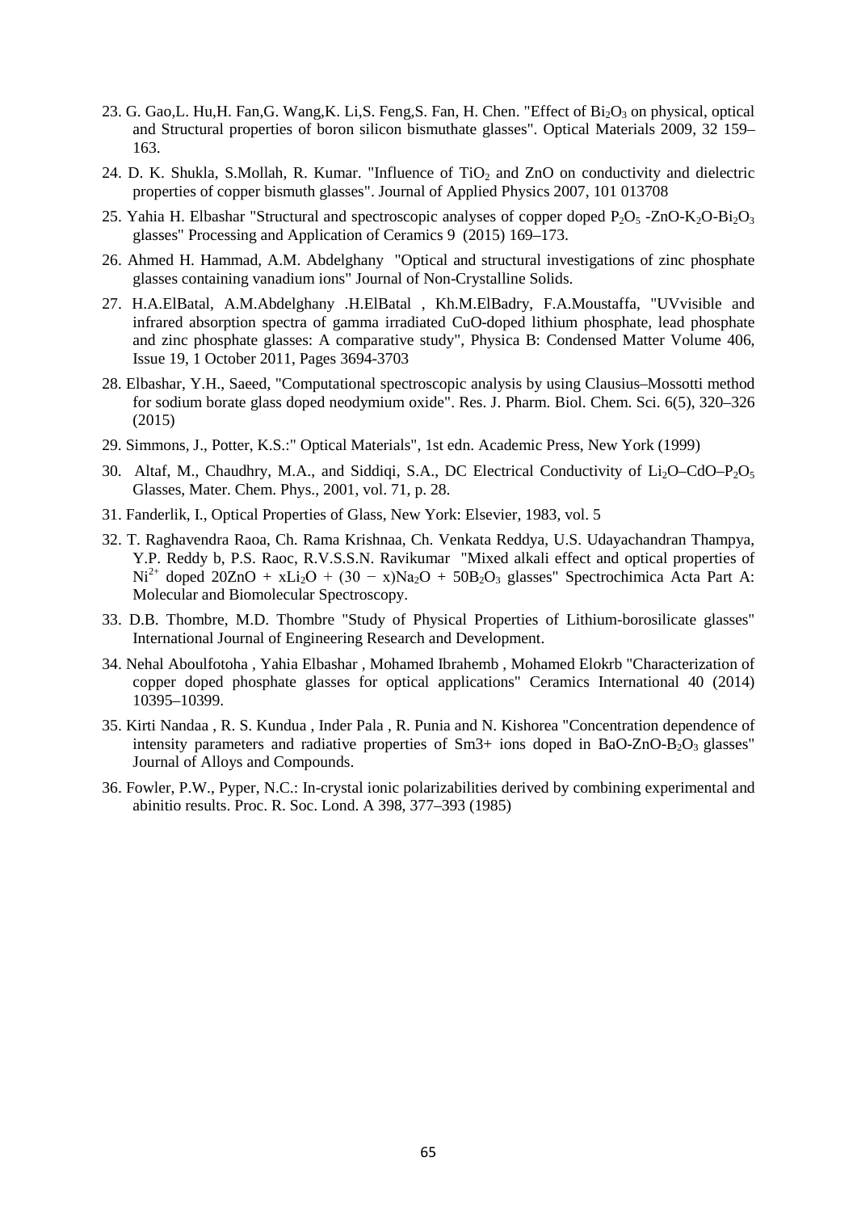23. G. Gao,L. Hu,H. Fan,G. Wang,K. Li,S. Feng,S. Fan, H. Chen. "Effect of $Bi_2O_3$ on physical, optical and Structural properties of boron silicon bismuthate glasses". Optical Materials 2009, 32 159–163.

24. D. K. Shukla, S.Mollah, R. Kumar. "Influence of $TiO_2$ and ZnO on conductivity and dielectric properties of copper bismuth glasses". Journal of Applied Physics 2007, 101 013708

25. Yahia H. Elbashar "Structural and spectroscopic analyses of copper doped $P_2O_5$ -ZnO-$K_2O$-$Bi_2O_3$ glasses" Processing and Application of Ceramics 9 (2015) 169–173.

26. Ahmed H. Hammad, A.M. Abdelghany "Optical and structural investigations of zinc phosphate glasses containing vanadium ions" Journal of Non-Crystalline Solids.

27. H.A.ElBatal, A.M.Abdelghany .H.ElBatal , Kh.M.ElBadry, F.A.Moustaffa, "UVvisible and infrared absorption spectra of gamma irradiated CuO-doped lithium phosphate, lead phosphate and zinc phosphate glasses: A comparative study", Physica B: Condensed Matter Volume 406, Issue 19, 1 October 2011, Pages 3694-3703

28. Elbashar, Y.H., Saeed, "Computational spectroscopic analysis by using Clausius–Mossotti method for sodium borate glass doped neodymium oxide". Res. J. Pharm. Biol. Chem. Sci. 6(5), 320–326 (2015)

29. Simmons, J., Potter, K.S.:" Optical Materials", 1st edn. Academic Press, New York (1999)

30. Altaf, M., Chaudhry, M.A., and Siddiqi, S.A., DC Electrical Conductivity of $Li_2O$–CdO–$P_2O_5$ Glasses, Mater. Chem. Phys., 2001, vol. 71, p. 28.

31. Fanderlik, I., Optical Properties of Glass, New York: Elsevier, 1983, vol. 5

32. T. Raghavendra Raoa, Ch. Rama Krishnaa, Ch. Venkata Reddya, U.S. Udayachandran Thampya, Y.P. Reddy b, P.S. Raoc, R.V.S.S.N. Ravikumar "Mixed alkali effect and optical properties of $Ni^{2+}$ doped 20ZnO + x$Li_2O$ + (30 − x)$Na_2O$ + 50$B_2O_3$ glasses" Spectrochimica Acta Part A: Molecular and Biomolecular Spectroscopy.

33. D.B. Thombre, M.D. Thombre "Study of Physical Properties of Lithium-borosilicate glasses" International Journal of Engineering Research and Development.

34. Nehal Aboulfotoha , Yahia Elbashar , Mohamed Ibrahemb , Mohamed Elokrb "Characterization of copper doped phosphate glasses for optical applications" Ceramics International 40 (2014) 10395–10399.

35. Kirti Nandaa , R. S. Kundua , Inder Pala , R. Punia and N. Kishorea "Concentration dependence of intensity parameters and radiative properties of Sm3+ ions doped in BaO-ZnO-$B_2O_3$ glasses" Journal of Alloys and Compounds.

36. Fowler, P.W., Pyper, N.C.: In-crystal ionic polarizabilities derived by combining experimental and abinitio results. Proc. R. Soc. Lond. A 398, 377–393 (1985)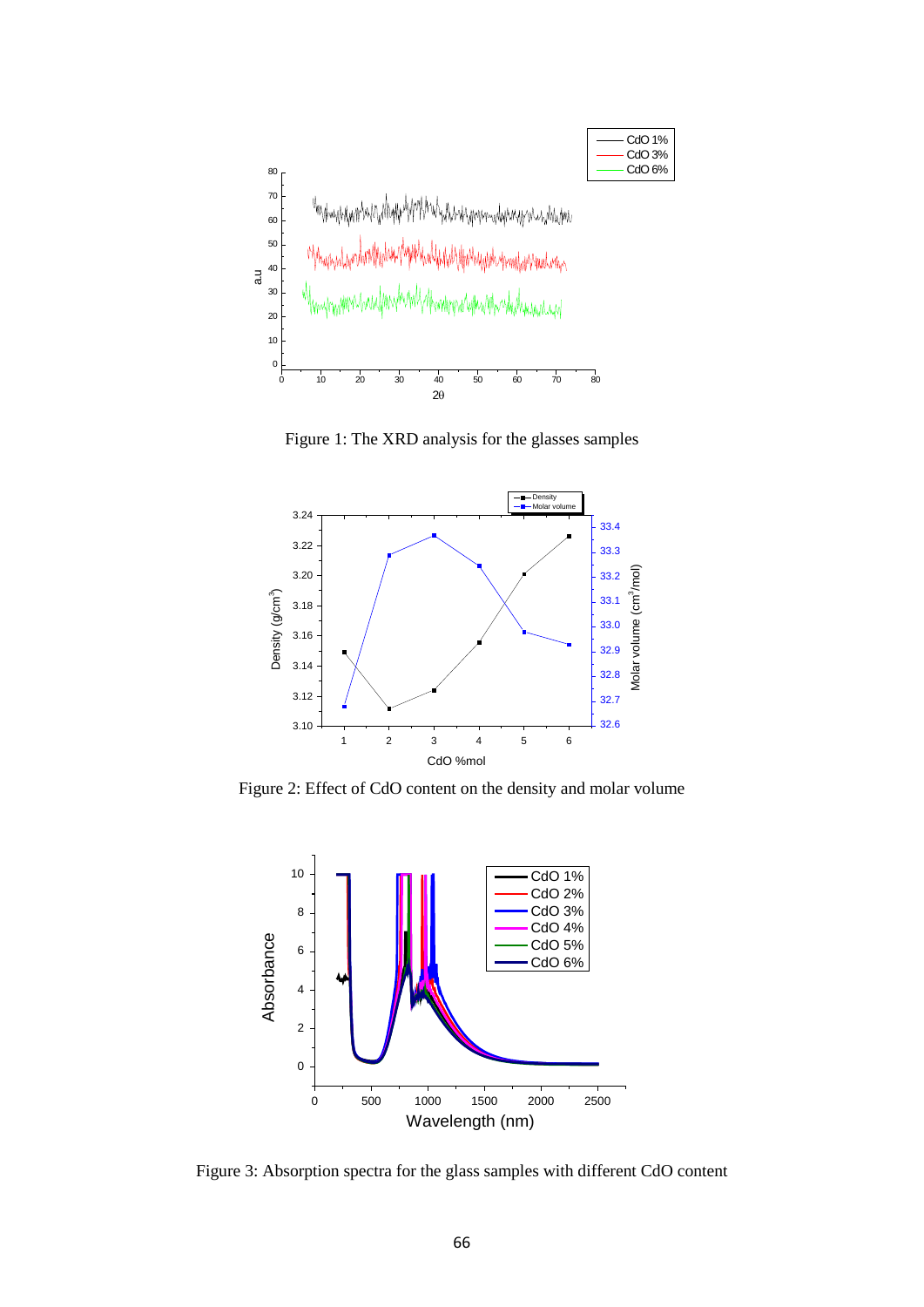Figure 1: The XRD analysis for the glasses samples

Figure 2: Effect of CdO content on the density and molar volume

Figure 3: Absorption spectra for the glass samples with different CdO content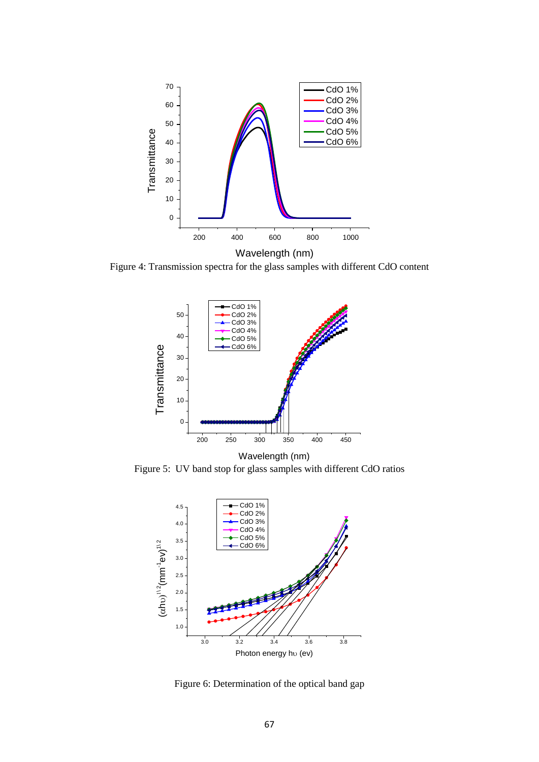Figure 4: Transmission spectra for the glass samples with different CdO content

Figure 5: UV band stop for glass samples with different CdO ratios

Figure 6: Determination of the optical band gap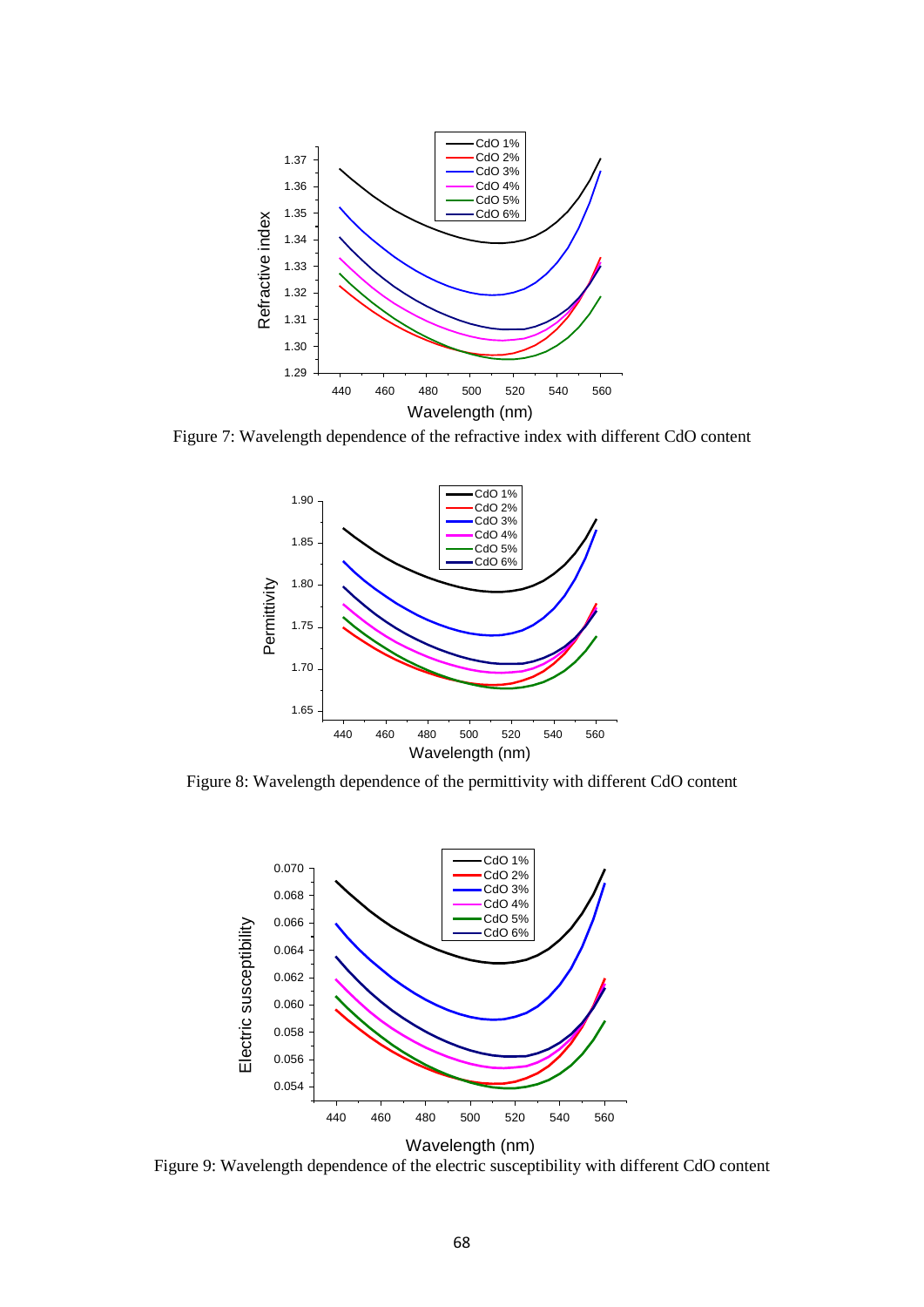Figure 7: Wavelength dependence of the refractive index with different CdO content

Figure 8: Wavelength dependence of the permittivity with different CdO content

Figure 9: Wavelength dependence of the electric susceptibility with different CdO content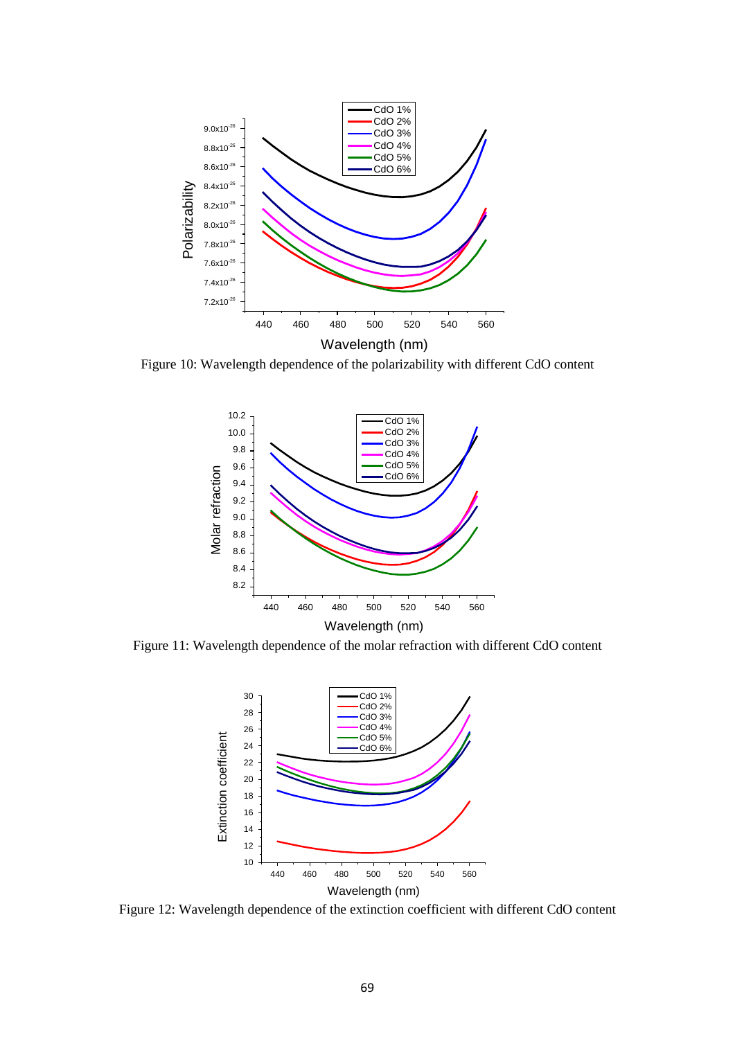Figure 10: Wavelength dependence of the polarizability with different CdO content

Figure 11: Wavelength dependence of the molar refraction with different CdO content

Figure 12: Wavelength dependence of the extinction coefficient with different CdO content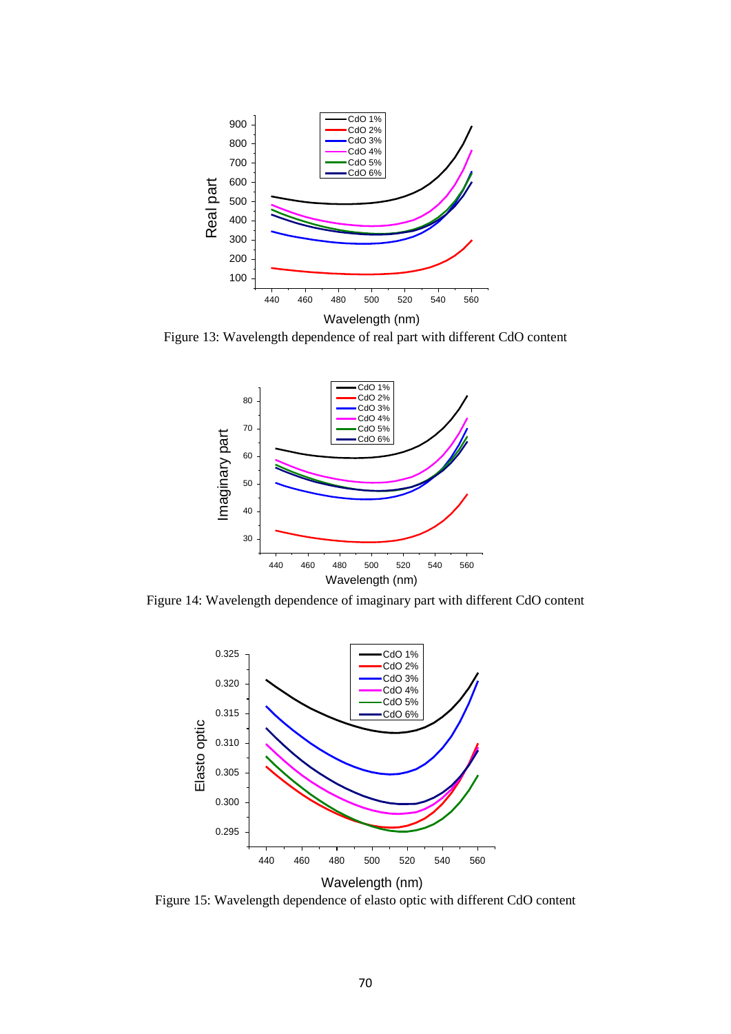Figure 13: Wavelength dependence of real part with different CdO content

Figure 14: Wavelength dependence of imaginary part with different CdO content

Figure 15: Wavelength dependence of elasto optic with different CdO content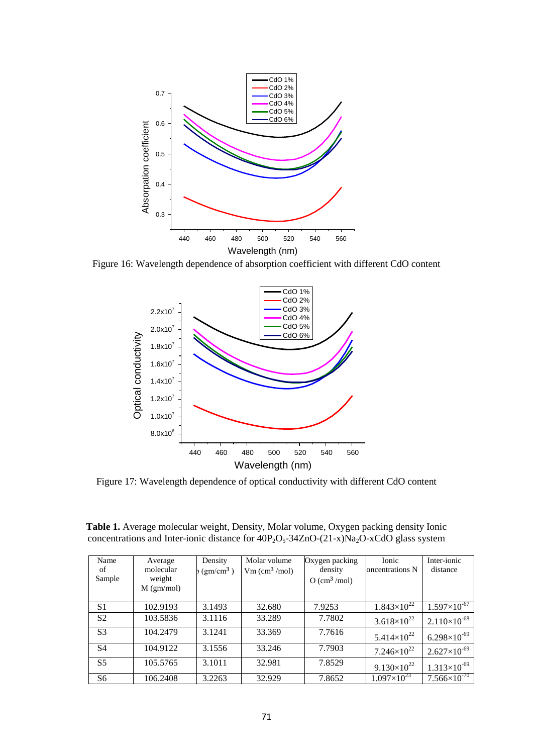Figure 16: Wavelength dependence of absorption coefficient with different CdO content

Figure 17: Wavelength dependence of optical conductivity with different CdO content

**Table 1.** Average molecular weight, Density, Molar volume, Oxygen packing density Ionic concentrations and Inter-ionic distance for $40P_2O_5$-34ZnO-(21-x)$Na_2O$-xCdO glass system

| Name of Sample | Average molecular weight M (gm/mol) | Density ρ ($gm/cm^3$) | Molar volume Vm ($cm^3$/mol) | Oxygen packing density O ($cm^3$/mol) | Ionic concentrations N | Inter-ionic distance |
|---|---|---|---|---|---|---|
| S1 | 102.9193 | 3.1493 | 32.680 | 7.9253 | $1.843\times10^{22}$ | $1.597\times10^{-67}$ |
| S2 | 103.5836 | 3.1116 | 33.289 | 7.7802 | $3.618\times10^{22}$ | $2.110\times10^{-68}$ |
| S3 | 104.2479 | 3.1241 | 33.369 | 7.7616 | $5.414\times10^{22}$ | $6.298\times10^{-69}$ |
| S4 | 104.9122 | 3.1556 | 33.246 | 7.7903 | $7.246\times10^{22}$ | $2.627\times10^{-69}$ |
| S5 | 105.5765 | 3.1011 | 32.981 | 7.8529 | $9.130\times10^{22}$ | $1.313\times10^{-69}$ |
| S6 | 106.2408 | 3.2263 | 32.929 | 7.8652 | $1.097\times10^{23}$ | $7.566\times10^{-70}$ |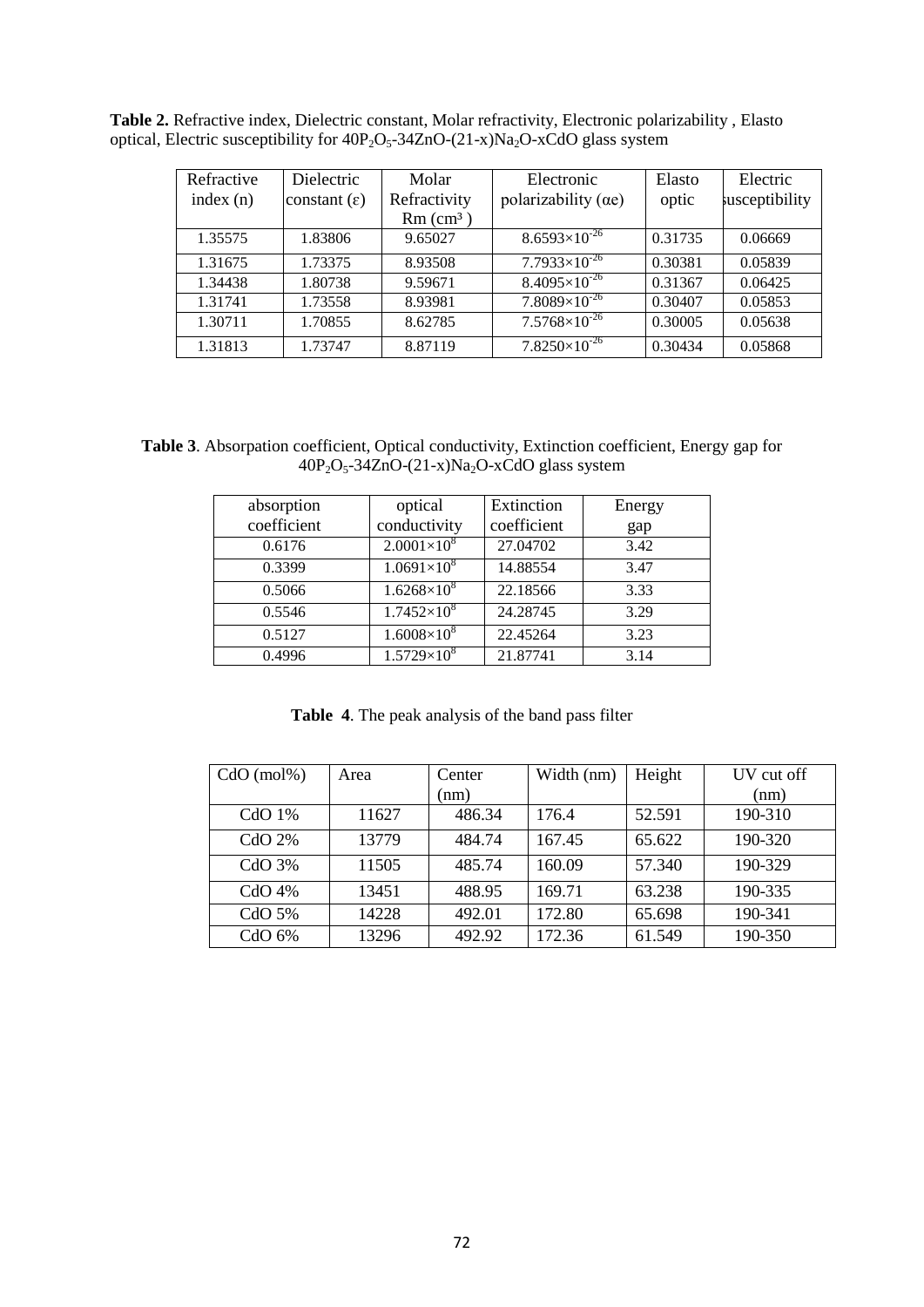**Table 2.** Refractive index, Dielectric constant, Molar refractivity, Electronic polarizability , Elasto optical, Electric susceptibility for $40P_2O_5$-34ZnO-(21-x)$Na_2O$-xCdO glass system

| Refractive index (n) | Dielectric constant (ε) | Molar Refractivity Rm ($cm^3$) | Electronic polarizability (αe) | Elasto optic | Electric susceptibility |
|---|---|---|---|---|---|
| 1.35575 | 1.83806 | 9.65027 | $8.6593\times10^{-26}$ | 0.31735 | 0.06669 |
| 1.31675 | 1.73375 | 8.93508 | $7.7933\times10^{-26}$ | 0.30381 | 0.05839 |
| 1.34438 | 1.80738 | 9.59671 | $8.4095\times10^{-26}$ | 0.31367 | 0.06425 |
| 1.31741 | 1.73558 | 8.93981 | $7.8089\times10^{-26}$ | 0.30407 | 0.05853 |
| 1.30711 | 1.70855 | 8.62785 | $7.5768\times10^{-26}$ | 0.30005 | 0.05638 |
| 1.31813 | 1.73747 | 8.87119 | $7.8250\times10^{-26}$ | 0.30434 | 0.05868 |

**Table 3**. Absorpation coefficient, Optical conductivity, Extinction coefficient, Energy gap for $40P_2O_5$-34ZnO-(21-x)$Na_2O$-xCdO glass system

| absorption coefficient | optical conductivity | Extinction coefficient | Energy gap |
|---|---|---|---|
| 0.6176 | $2.0001\times10^{8}$ | 27.04702 | 3.42 |
| 0.3399 | $1.0691\times10^{8}$ | 14.88554 | 3.47 |
| 0.5066 | $1.6268\times10^{8}$ | 22.18566 | 3.33 |
| 0.5546 | $1.7452\times10^{8}$ | 24.28745 | 3.29 |
| 0.5127 | $1.6008\times10^{8}$ | 22.45264 | 3.23 |
| 0.4996 | $1.5729\times10^{8}$ | 21.87741 | 3.14 |

**Table 4**. The peak analysis of the band pass filter

| CdO (mol%) | Area | Center (nm) | Width (nm) | Height | UV cut off (nm) |
|---|---|---|---|---|---|
| CdO 1% | 11627 | 486.34 | 176.4 | 52.591 | 190-310 |
| CdO 2% | 13779 | 484.74 | 167.45 | 65.622 | 190-320 |
| CdO 3% | 11505 | 485.74 | 160.09 | 57.340 | 190-329 |
| CdO 4% | 13451 | 488.95 | 169.71 | 63.238 | 190-335 |
| CdO 5% | 14228 | 492.01 | 172.80 | 65.698 | 190-341 |
| CdO 6% | 13296 | 492.92 | 172.36 | 61.549 | 190-350 |